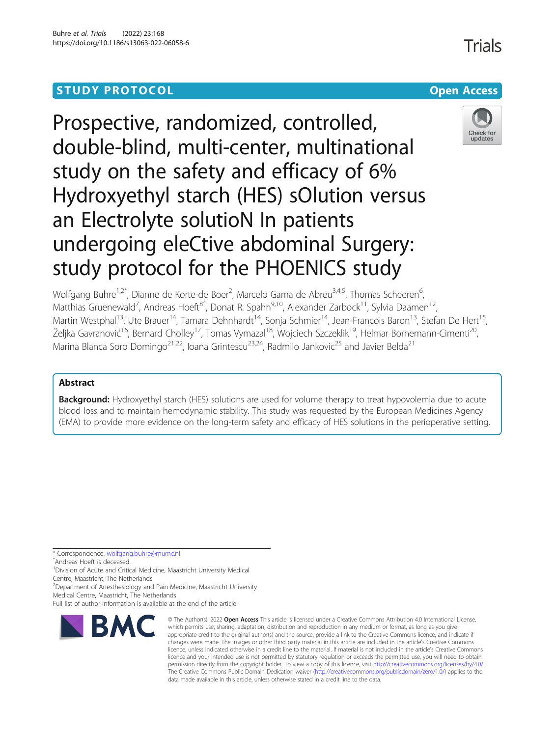STUDY PROTOCOL

Open Access

# Prospective, randomized, controlled, double-blind, multi-center, multinational study on the safety and efficacy of 6% Hydroxyethyl starch (HES) sOlution versus an Electrolyte solutioN In patients undergoing eleCtive abdominal Surgery: study protocol for the PHOENICS study

Wolfgang Buhre[1,2*], Dianne de Korte-de Boer[2], Marcelo Gama de Abreu[3,4,5], Thomas Scheeren[6], Matthias Gruenewald[7], Andreas Hoeft[8^], Donat R. Spahn[9,10], Alexander Zarbock[11], Sylvia Daamen[12], Martin Westphal[13], Ute Brauer[14], Tamara Dehnhardt[14], Sonja Schmier[14], Jean-Francois Baron[13], Stefan De Hert[15], Željka Gavranović[16], Bernard Cholley[17], Tomas Vymazal[18], Wojciech Szczeklik[19], Helmar Bornemann-Cimenti[20], Marina Blanca Soro Domingo[21,22], Ioana Grintescu[23,24], Radmilo Jankovic[25] and Javier Belda[21]

## Abstract

**Background:** Hydroxyethyl starch (HES) solutions are used for volume therapy to treat hypovolemia due to acute blood loss and to maintain hemodynamic stability. This study was requested by the European Medicines Agency (EMA) to provide more evidence on the long-term safety and efficacy of HES solutions in the perioperative setting.

* Correspondence: wolfgang.buhre@mumc.nl
^Andreas Hoeft is deceased.
[1]Division of Acute and Critical Medicine, Maastricht University Medical Centre, Maastricht, The Netherlands
[2]Department of Anesthesiology and Pain Medicine, Maastricht University Medical Centre, Maastricht, The Netherlands
Full list of author information is available at the end of the article

© The Author(s). 2022 **Open Access** This article is licensed under a Creative Commons Attribution 4.0 International License, which permits use, sharing, adaptation, distribution and reproduction in any medium or format, as long as you give appropriate credit to the original author(s) and the source, provide a link to the Creative Commons licence, and indicate if changes were made. The images or other third party material in this article are included in the article's Creative Commons licence, unless indicated otherwise in a credit line to the material. If material is not included in the article's Creative Commons licence and your intended use is not permitted by statutory regulation or exceeds the permitted use, you will need to obtain permission directly from the copyright holder. To view a copy of this licence, visit http://creativecommons.org/licenses/by/4.0/. The Creative Commons Public Domain Dedication waiver (http://creativecommons.org/publicdomain/zero/1.0/) applies to the data made available in this article, unless otherwise stated in a credit line to the data.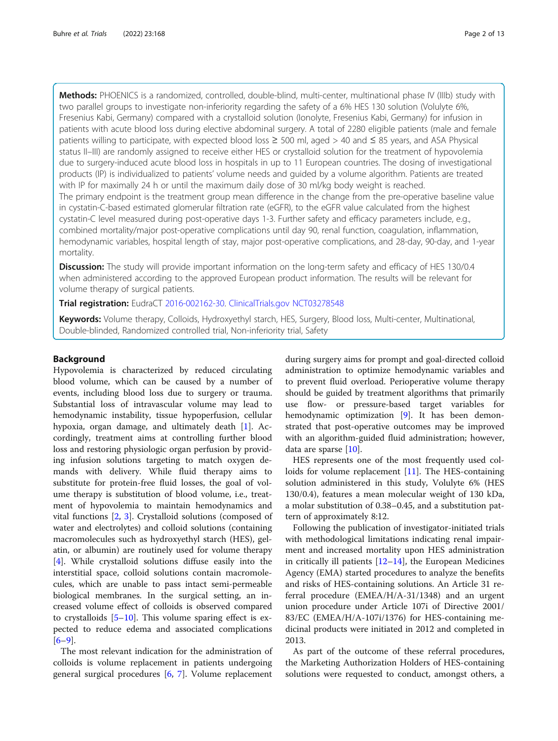**Methods:** PHOENICS is a randomized, controlled, double-blind, multi-center, multinational phase IV (IIIb) study with two parallel groups to investigate non-inferiority regarding the safety of a 6% HES 130 solution (Volulyte 6%, Fresenius Kabi, Germany) compared with a crystalloid solution (Ionolyte, Fresenius Kabi, Germany) for infusion in patients with acute blood loss during elective abdominal surgery. A total of 2280 eligible patients (male and female patients willing to participate, with expected blood loss ≥ 500 ml, aged > 40 and ≤ 85 years, and ASA Physical status II–III) are randomly assigned to receive either HES or crystalloid solution for the treatment of hypovolemia due to surgery-induced acute blood loss in hospitals in up to 11 European countries. The dosing of investigational products (IP) is individualized to patients' volume needs and guided by a volume algorithm. Patients are treated with IP for maximally 24 h or until the maximum daily dose of 30 ml/kg body weight is reached.

The primary endpoint is the treatment group mean difference in the change from the pre-operative baseline value in cystatin-C-based estimated glomerular filtration rate (eGFR), to the eGFR value calculated from the highest cystatin-C level measured during post-operative days 1-3. Further safety and efficacy parameters include, e.g., combined mortality/major post-operative complications until day 90, renal function, coagulation, inflammation, hemodynamic variables, hospital length of stay, major post-operative complications, and 28-day, 90-day, and 1-year mortality.

**Discussion:** The study will provide important information on the long-term safety and efficacy of HES 130/0.4 when administered according to the approved European product information. The results will be relevant for volume therapy of surgical patients.

**Trial registration:** EudraCT 2016-002162-30. ClinicalTrials.gov NCT03278548

**Keywords:** Volume therapy, Colloids, Hydroxyethyl starch, HES, Surgery, Blood loss, Multi-center, Multinational, Double-blinded, Randomized controlled trial, Non-inferiority trial, Safety

## Background

Hypovolemia is characterized by reduced circulating blood volume, which can be caused by a number of events, including blood loss due to surgery or trauma. Substantial loss of intravascular volume may lead to hemodynamic instability, tissue hypoperfusion, cellular hypoxia, organ damage, and ultimately death [1]. Accordingly, treatment aims at controlling further blood loss and restoring physiologic organ perfusion by providing infusion solutions targeting to match oxygen demands with delivery. While fluid therapy aims to substitute for protein-free fluid losses, the goal of volume therapy is substitution of blood volume, i.e., treatment of hypovolemia to maintain hemodynamics and vital functions [2, 3]. Crystalloid solutions (composed of water and electrolytes) and colloid solutions (containing macromolecules such as hydroxyethyl starch (HES), gelatin, or albumin) are routinely used for volume therapy [4]. While crystalloid solutions diffuse easily into the interstitial space, colloid solutions contain macromolecules, which are unable to pass intact semi-permeable biological membranes. In the surgical setting, an increased volume effect of colloids is observed compared to crystalloids [5–10]. This volume sparing effect is expected to reduce edema and associated complications [6–9].

The most relevant indication for the administration of colloids is volume replacement in patients undergoing general surgical procedures [6, 7]. Volume replacement during surgery aims for prompt and goal-directed colloid administration to optimize hemodynamic variables and to prevent fluid overload. Perioperative volume therapy should be guided by treatment algorithms that primarily use flow- or pressure-based target variables for hemodynamic optimization [9]. It has been demonstrated that post-operative outcomes may be improved with an algorithm-guided fluid administration; however, data are sparse [10].

HES represents one of the most frequently used colloids for volume replacement [11]. The HES-containing solution administered in this study, Volulyte 6% (HES 130/0.4), features a mean molecular weight of 130 kDa, a molar substitution of 0.38–0.45, and a substitution pattern of approximately 8:12.

Following the publication of investigator-initiated trials with methodological limitations indicating renal impairment and increased mortality upon HES administration in critically ill patients [12–14], the European Medicines Agency (EMA) started procedures to analyze the benefits and risks of HES-containing solutions. An Article 31 referral procedure (EMEA/H/A-31/1348) and an urgent union procedure under Article 107i of Directive 2001/83/EC (EMEA/H/A-107i/1376) for HES-containing medicinal products were initiated in 2012 and completed in 2013.

As part of the outcome of these referral procedures, the Marketing Authorization Holders of HES-containing solutions were requested to conduct, amongst others, a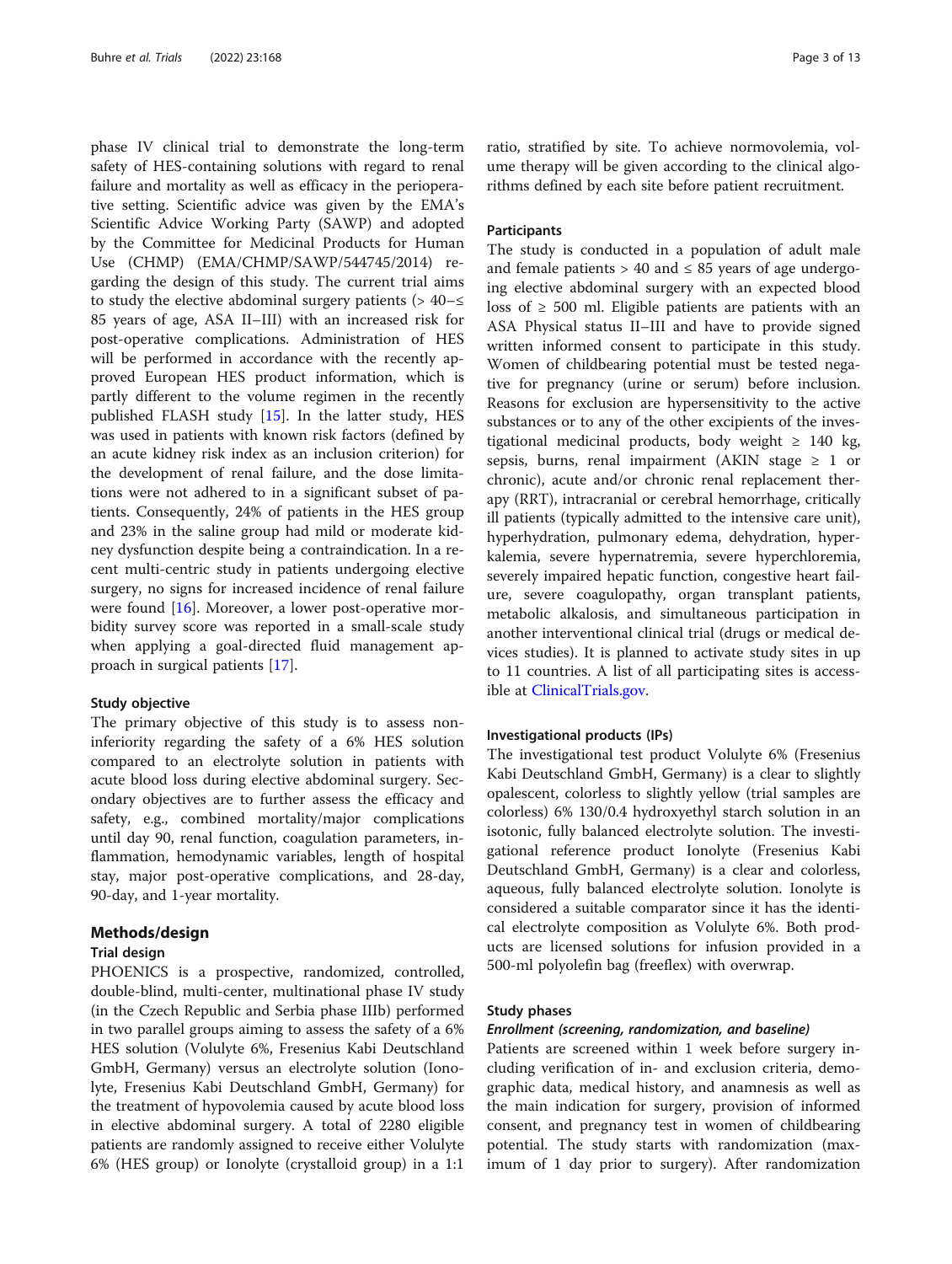phase IV clinical trial to demonstrate the long-term safety of HES-containing solutions with regard to renal failure and mortality as well as efficacy in the perioperative setting. Scientific advice was given by the EMA's Scientific Advice Working Party (SAWP) and adopted by the Committee for Medicinal Products for Human Use (CHMP) (EMA/CHMP/SAWP/544745/2014) regarding the design of this study. The current trial aims to study the elective abdominal surgery patients (> 40–≤ 85 years of age, ASA II–III) with an increased risk for post-operative complications. Administration of HES will be performed in accordance with the recently approved European HES product information, which is partly different to the volume regimen in the recently published FLASH study [15]. In the latter study, HES was used in patients with known risk factors (defined by an acute kidney risk index as an inclusion criterion) for the development of renal failure, and the dose limitations were not adhered to in a significant subset of patients. Consequently, 24% of patients in the HES group and 23% in the saline group had mild or moderate kidney dysfunction despite being a contraindication. In a recent multi-centric study in patients undergoing elective surgery, no signs for increased incidence of renal failure were found [16]. Moreover, a lower post-operative morbidity survey score was reported in a small-scale study when applying a goal-directed fluid management approach in surgical patients [17].

### Study objective

The primary objective of this study is to assess non-inferiority regarding the safety of a 6% HES solution compared to an electrolyte solution in patients with acute blood loss during elective abdominal surgery. Secondary objectives are to further assess the efficacy and safety, e.g., combined mortality/major complications until day 90, renal function, coagulation parameters, inflammation, hemodynamic variables, length of hospital stay, major post-operative complications, and 28-day, 90-day, and 1-year mortality.

## Methods/design

### Trial design

PHOENICS is a prospective, randomized, controlled, double-blind, multi-center, multinational phase IV study (in the Czech Republic and Serbia phase IIIb) performed in two parallel groups aiming to assess the safety of a 6% HES solution (Volulyte 6%, Fresenius Kabi Deutschland GmbH, Germany) versus an electrolyte solution (Ionolyte, Fresenius Kabi Deutschland GmbH, Germany) for the treatment of hypovolemia caused by acute blood loss in elective abdominal surgery. A total of 2280 eligible patients are randomly assigned to receive either Volulyte 6% (HES group) or Ionolyte (crystalloid group) in a 1:1 ratio, stratified by site. To achieve normovolemia, volume therapy will be given according to the clinical algorithms defined by each site before patient recruitment.

### Participants

The study is conducted in a population of adult male and female patients > 40 and ≤ 85 years of age undergoing elective abdominal surgery with an expected blood loss of ≥ 500 ml. Eligible patients are patients with an ASA Physical status II–III and have to provide signed written informed consent to participate in this study. Women of childbearing potential must be tested negative for pregnancy (urine or serum) before inclusion. Reasons for exclusion are hypersensitivity to the active substances or to any of the other excipients of the investigational medicinal products, body weight ≥ 140 kg, sepsis, burns, renal impairment (AKIN stage ≥ 1 or chronic), acute and/or chronic renal replacement therapy (RRT), intracranial or cerebral hemorrhage, critically ill patients (typically admitted to the intensive care unit), hyperhydration, pulmonary edema, dehydration, hyperkalemia, severe hypernatremia, severe hyperchloremia, severely impaired hepatic function, congestive heart failure, severe coagulopathy, organ transplant patients, metabolic alkalosis, and simultaneous participation in another interventional clinical trial (drugs or medical devices studies). It is planned to activate study sites in up to 11 countries. A list of all participating sites is accessible at ClinicalTrials.gov.

### Investigational products (IPs)

The investigational test product Volulyte 6% (Fresenius Kabi Deutschland GmbH, Germany) is a clear to slightly opalescent, colorless to slightly yellow (trial samples are colorless) 6% 130/0.4 hydroxyethyl starch solution in an isotonic, fully balanced electrolyte solution. The investigational reference product Ionolyte (Fresenius Kabi Deutschland GmbH, Germany) is a clear and colorless, aqueous, fully balanced electrolyte solution. Ionolyte is considered a suitable comparator since it has the identical electrolyte composition as Volulyte 6%. Both products are licensed solutions for infusion provided in a 500-ml polyolefin bag (freeflex) with overwrap.

### Study phases

#### *Enrollment (screening, randomization, and baseline)*

Patients are screened within 1 week before surgery including verification of in- and exclusion criteria, demographic data, medical history, and anamnesis as well as the main indication for surgery, provision of informed consent, and pregnancy test in women of childbearing potential. The study starts with randomization (maximum of 1 day prior to surgery). After randomization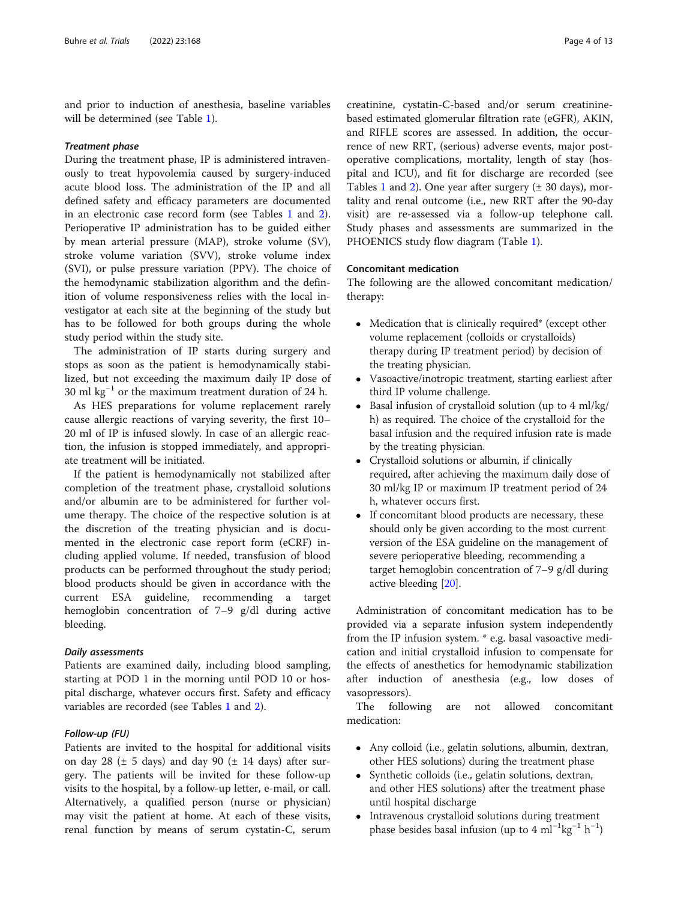and prior to induction of anesthesia, baseline variables will be determined (see Table 1).

#### *Treatment phase*

During the treatment phase, IP is administered intravenously to treat hypovolemia caused by surgery-induced acute blood loss. The administration of the IP and all defined safety and efficacy parameters are documented in an electronic case record form (see Tables 1 and 2). Perioperative IP administration has to be guided either by mean arterial pressure (MAP), stroke volume (SV), stroke volume variation (SVV), stroke volume index (SVI), or pulse pressure variation (PPV). The choice of the hemodynamic stabilization algorithm and the definition of volume responsiveness relies with the local investigator at each site at the beginning of the study but has to be followed for both groups during the whole study period within the study site.

The administration of IP starts during surgery and stops as soon as the patient is hemodynamically stabilized, but not exceeding the maximum daily IP dose of 30 ml $kg^{-1}$ or the maximum treatment duration of 24 h.

As HES preparations for volume replacement rarely cause allergic reactions of varying severity, the first 10–20 ml of IP is infused slowly. In case of an allergic reaction, the infusion is stopped immediately, and appropriate treatment will be initiated.

If the patient is hemodynamically not stabilized after completion of the treatment phase, crystalloid solutions and/or albumin are to be administered for further volume therapy. The choice of the respective solution is at the discretion of the treating physician and is documented in the electronic case report form (eCRF) including applied volume. If needed, transfusion of blood products can be performed throughout the study period; blood products should be given in accordance with the current ESA guideline, recommending a target hemoglobin concentration of 7–9 g/dl during active bleeding.

#### *Daily assessments*

Patients are examined daily, including blood sampling, starting at POD 1 in the morning until POD 10 or hospital discharge, whatever occurs first. Safety and efficacy variables are recorded (see Tables 1 and 2).

#### *Follow-up (FU)*

Patients are invited to the hospital for additional visits on day 28 (± 5 days) and day 90 (± 14 days) after surgery. The patients will be invited for these follow-up visits to the hospital, by a follow-up letter, e-mail, or call. Alternatively, a qualified person (nurse or physician) may visit the patient at home. At each of these visits, renal function by means of serum cystatin-C, serum creatinine, cystatin-C-based and/or serum creatinine-based estimated glomerular filtration rate (eGFR), AKIN, and RIFLE scores are assessed. In addition, the occurrence of new RRT, (serious) adverse events, major postoperative complications, mortality, length of stay (hospital and ICU), and fit for discharge are recorded (see Tables 1 and 2). One year after surgery (± 30 days), mortality and renal outcome (i.e., new RRT after the 90-day visit) are re-assessed via a follow-up telephone call. Study phases and assessments are summarized in the PHOENICS study flow diagram (Table 1).

### Concomitant medication

The following are the allowed concomitant medication/therapy:

- Medication that is clinically required* (except other volume replacement (colloids or crystalloids) therapy during IP treatment period) by decision of the treating physician.
- Vasoactive/inotropic treatment, starting earliest after third IP volume challenge.
- Basal infusion of crystalloid solution (up to 4 ml/kg/h) as required. The choice of the crystalloid for the basal infusion and the required infusion rate is made by the treating physician.
- Crystalloid solutions or albumin, if clinically required, after achieving the maximum daily dose of 30 ml/kg IP or maximum IP treatment period of 24 h, whatever occurs first.
- If concomitant blood products are necessary, these should only be given according to the most current version of the ESA guideline on the management of severe perioperative bleeding, recommending a target hemoglobin concentration of 7–9 g/dl during active bleeding [20].

Administration of concomitant medication has to be provided via a separate infusion system independently from the IP infusion system. * e.g. basal vasoactive medication and initial crystalloid infusion to compensate for the effects of anesthetics for hemodynamic stabilization after induction of anesthesia (e.g., low doses of vasopressors).

The following are not allowed concomitant medication:

- Any colloid (i.e., gelatin solutions, albumin, dextran, other HES solutions) during the treatment phase
- Synthetic colloids (i.e., gelatin solutions, dextran, and other HES solutions) after the treatment phase until hospital discharge
- Intravenous crystalloid solutions during treatment phase besides basal infusion (up to 4 $ml^{-1}kg^{-1}$ $h^{-1}$)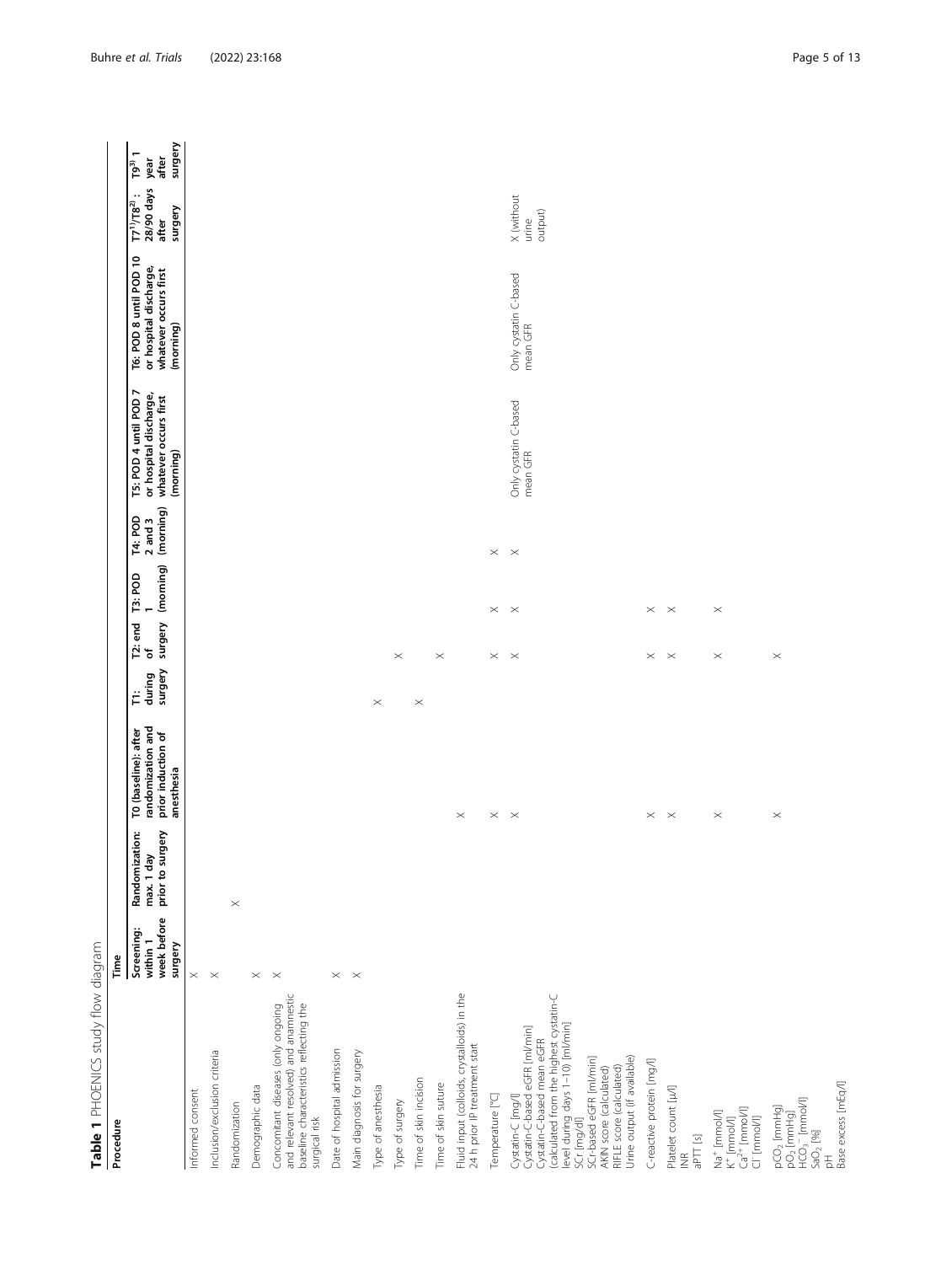**Table 1** PHOENICS study flow diagram

| Procedure | Time | | | | | | | | | | |
|---|---|---|---|---|---|---|---|---|---|---|---|
| | Screening: within 1 week before surgery | Randomization: max. 1 day prior to surgery | T0 (baseline): after randomization and prior induction of anesthesia | T1: during surgery | T2: end of surgery | T3: POD 1 (morning) | T4: POD 2 and 3 (morning) | T5: POD 4 until POD 7 or hospital discharge, whatever occurs first (morning) | T6: POD 8 until POD 10 or hospital discharge, whatever occurs first (morning) | T7[1]/T8[2]: 28/90 days after surgery | T9[3]: 1 year after surgery |
| Informed consent | X | | | | | | | | | | |
| Inclusion/exclusion criteria | X | | | | | | | | | | |
| Randomization | | X | | | | | | | | | |
| Demographic data | X | | | | | | | | | | |
| Concomitant diseases (only ongoing and relevant resolved) and anamnestic baseline characteristics reflecting the surgical risk | X | | | | | | | | | | |
| Date of hospital admission | X | | | | | | | | | | |
| Main diagnosis for surgery | X | | | | | | | | | | |
| Type of anesthesia | | | | X | | | | | | | |
| Type of surgery | | | | | X | | | | | | |
| Time of skin incision | | | | X | | | | | | | |
| Time of skin suture | | | | | X | | | | | | |
| Fluid input (colloids, crystalloids) in the 24 h prior IP treatment start | | | X | | | | | | | | |
| Temperature [°C] | | | X | | X | X | X | | | | |
| Cystatin-C [mg/l]<br>Cystatin-C-based eGFR [ml/min]<br>Cystatin-C-based mean eGFR (calculated from the highest cystatin-C level during days 1–10) [ml/min]<br>SCr [mg/dl]<br>SCr-based eGFR [ml/min]<br>AKIN score (calculated)<br>RIFLE score (calculated)<br>Urine output (if available) | | | X | | X | X | X | Only cystatin C-based mean GFR | Only cystatin C-based mean GFR | X (without urine output) | |
| C-reactive protein [mg/l] | | | X | | X | X | | | | | |
| Platelet count [µ/l]<br>INR<br>aPTT [s] | | | X | | X | X | | | | | |
| $Na^+$ [mmol/l]<br>$K^+$ [mmol/l]<br>$Ca^{2+}$ [mmol/l]<br>$Cl^-$ [mmol/l] | | | X | | X | X | | | | | |
| $pCO_2$ [mmHg]<br>$pO_2$ [mmHg]<br>$HCO_3^-$ [mmol/l]<br>$SaO_2$ [%]<br>pH<br>Base excess [mEq/l] | | | X | | X | | | | | | |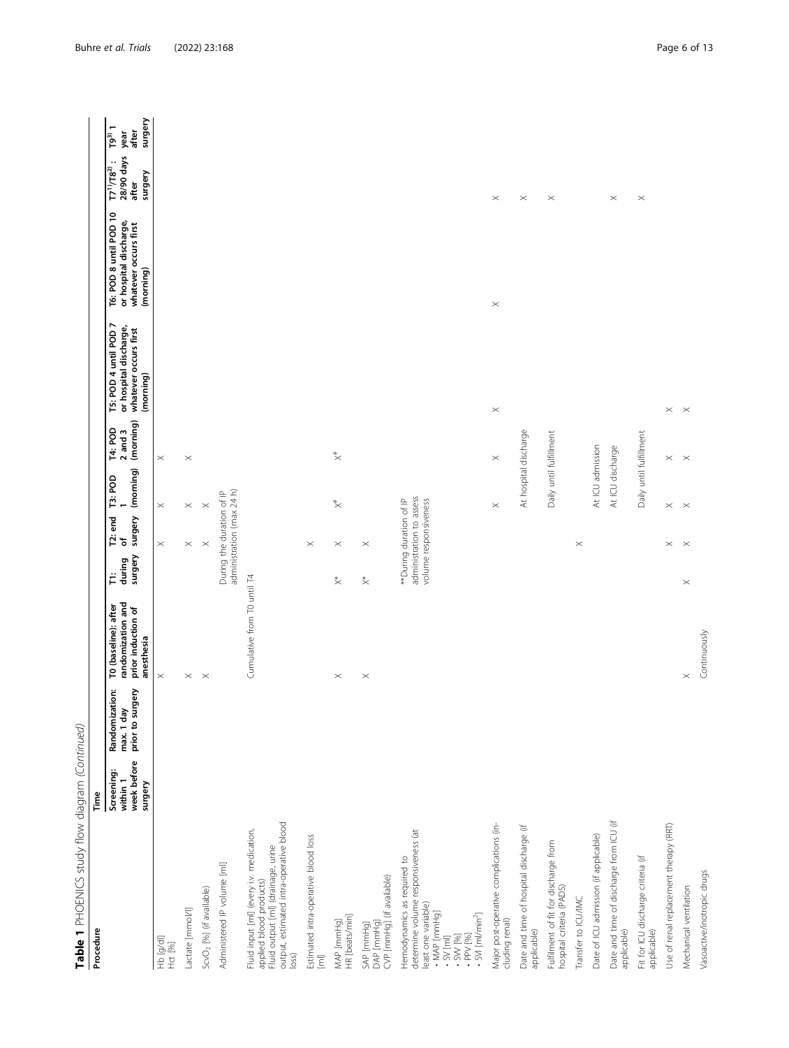**Table 1** PHOENICS study flow diagram *(Continued)*

| Procedure | Time | | | | | | | | | | |
|---|---|---|---|---|---|---|---|---|---|---|---|
| | Screening: within 1 week before surgery | Randomization: max. 1 day prior to surgery | T0 (baseline): after randomization and prior induction of anesthesia | T1: during surgery | T2: end of surgery | T3: POD 1 (morning) | T4: POD 2 and 3 (morning) | T5: POD 4 until POD 7 or hospital discharge, whatever occurs first (morning) | T6: POD 8 until POD 10 or hospital discharge, whatever occurs first (morning) | T7[1]/T8[2]: 28/90 days after surgery | T9[3]: 1 year after surgery |
| Hb [g/dl]<br>Hct [%] | | | X | | X | X | X | | | | |
| Lactate [mmol/l] | | | X | | X | X | X | | | | |
| $ScvO_2$ [%] (if available) | | | X | | X | X | | | | | |
| Administered IP volume [ml] | | | | During the duration of IP administration (max 24 h) | | | | | | | |
| Fluid input [ml] (every i.v. medication, applied blood products)<br>Fluid output [ml] (drainage, urine output, estimated intra-operative blood loss) | | | Cumulative from T0 until T4 | | | | | | | | |
| Estimated intra-operative blood loss [ml] | | | | | X | | | | | | |
| MAP [mmHg]<br>HR [beats/min] | | | X | X* | X | X# | X# | | | | |
| SAP [mmHg]<br>DAP [mmHg]<br>CVP [mmHg] (if available) | | | X | X* | X | | | | | | |
| Hemodynamics as required to determine volume responsiveness (at least one variable)<br>• MAP [mmHg]<br>• SV [ml]<br>• SVV [%]<br>• PPV [%]<br>• SVI [ml/min$^2$] | | | | **During duration of IP administration to assess volume responsiveness | | | | | | | |
| Major post-operative complications (including renal) | | | | | | X | X | X | X | X | |
| Date and time of hospital discharge (if applicable) | | | | | | At hospital discharge | | | | X | |
| Fulfillment of fit for discharge from hospital criteria (PADS) | | | | | | Daily until fulfillment | | | | X | |
| Transfer to ICU/IMC | | | | | X | | | | | | |
| Date of ICU admission (if applicable) | | | | | | At ICU admission | | | | | |
| Date and time of discharge from ICU (if applicable) | | | | | | At ICU discharge | | | | X | |
| Fit for ICU discharge criteria (if applicable) | | | | | | Daily until fulfillment | | | | X | |
| Use of renal replacement therapy (RRT) | | | | | X | X | X | X | | | |
| Mechanical ventilation | | | X | X | X | X | X | X | | | |
| Vasoactive/inotropic drugs | | | Continuously | | | | | | | | |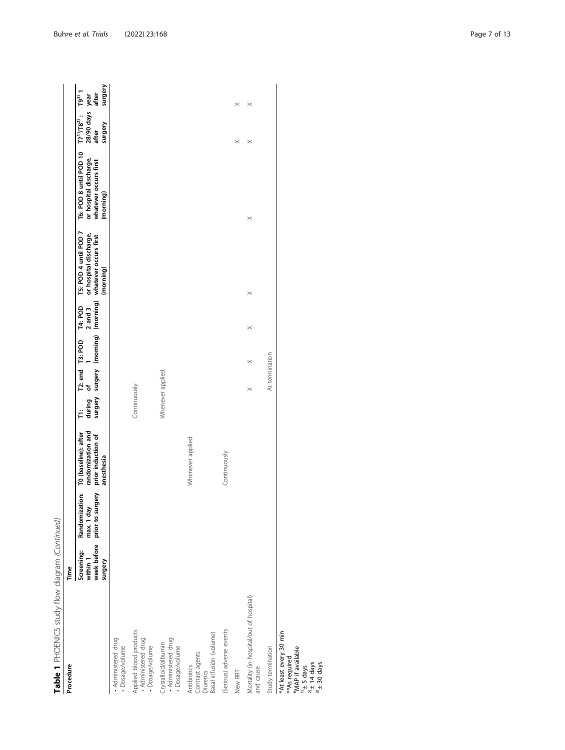**Table 1** PHOENICS study flow diagram *(Continued)*

| Procedure | Time | | | | | | | | | | | |
|---|---|---|---|---|---|---|---|---|---|---|---|---|
| | Screening: within 1 week before surgery | Randomization: max. 1 day prior to surgery | T0 (baseline): after randomization and prior induction of anesthesia | T1: during surgery | T2: end of surgery | T3: POD 1 (morning) | T4: POD 2 and 3 (morning) | T5: POD 4 until POD 7 or hospital discharge, whatever occurs first (morning) | T6: POD 8 until POD 10 or hospital discharge, whatever occurs first (morning) | T7[1]/T8[2]: 28/90 days after surgery | T9[3] 1 year after surgery |
| • Administered drug<br>• Dosage/volume | | | | | | | | | | | |
| Applied blood products<br>• Administered drug<br>• Dosage/volume | | | | Continuously | | | | | | | |
| Crystalloid/albumin<br>• Administered drug<br>• Dosage/volume | | | | Whenever applied | | | | | | | |
| Antibiotics<br>Contrast agents<br>Diuretics<br>Basal infusion (volume) | | | Whenever applied | | | | | | | | |
| (Serious) adverse events | | | Continuously | | | | | | | | |
| New RRT | | | | | | | | | | × | × |
| Mortality (in-hospital/out of hospital) and cause | | | | | × | × | × | × | × | × | × |
| Study termination | | | | | | At termination | | | | | |

*At least every 30 min
**As required
#MAP if available
[1]± 5 days
[2]± 14 days
[3]± 30 days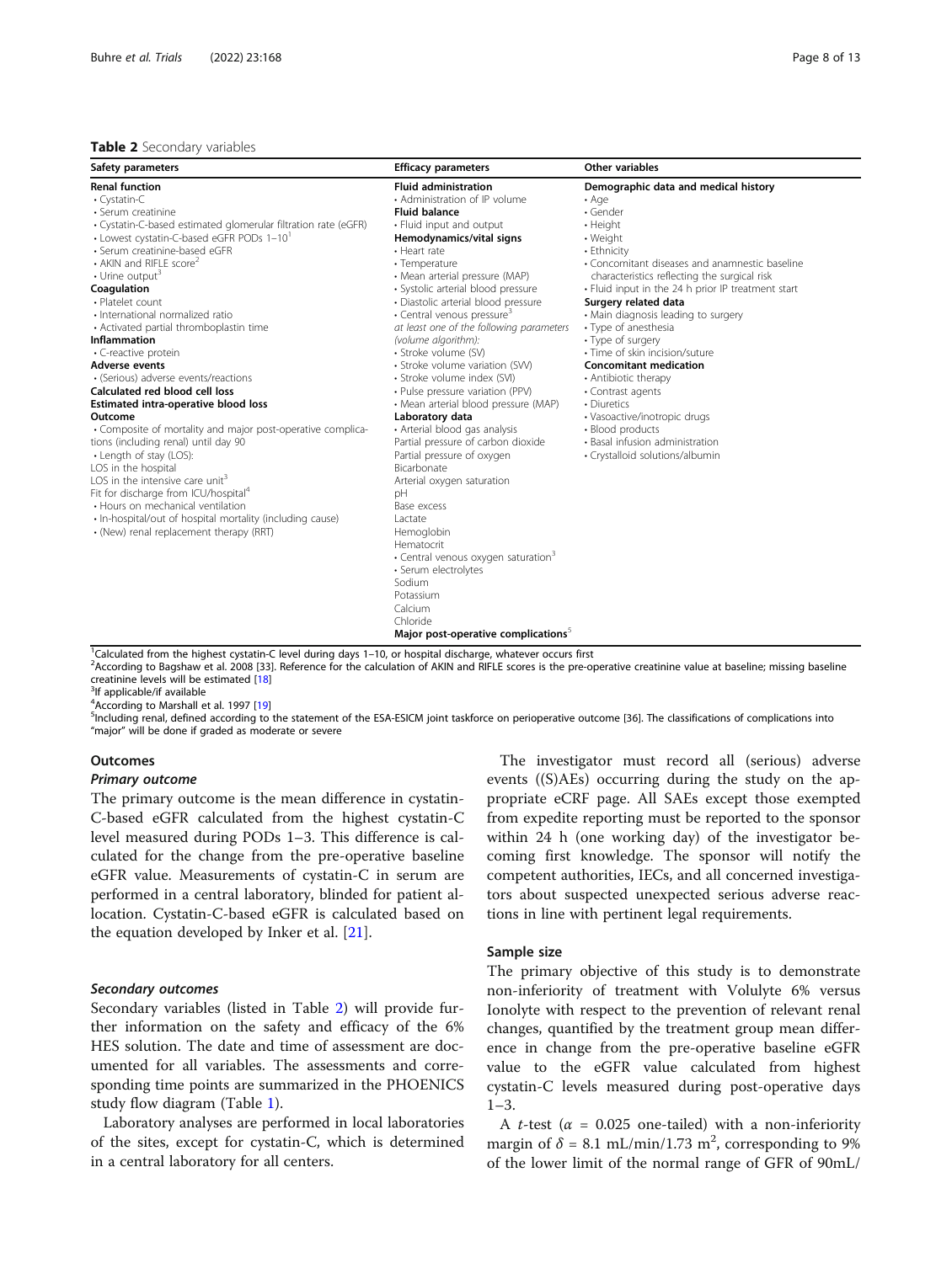**Table 2** Secondary variables

| Safety parameters | Efficacy parameters | Other variables |
|---|---|---|
| **Renal function**<br>• Cystatin-C<br>• Serum creatinine<br>• Cystatin-C-based estimated glomerular filtration rate (eGFR)<br>• Lowest cystatin-C-based eGFR PODs 1–10[1]<br>• Serum creatinine-based eGFR<br>• AKIN and RIFLE score[2]<br>• Urine output[3]<br>**Coagulation**<br>• Platelet count<br>• International normalized ratio<br>• Activated partial thromboplastin time<br>**Inflammation**<br>• C-reactive protein<br>**Adverse events**<br>• (Serious) adverse events/reactions<br>**Calculated red blood cell loss**<br>**Estimated intra-operative blood loss**<br>**Outcome**<br>• Composite of mortality and major post-operative complications (including renal) until day 90<br>• Length of stay (LOS):<br>LOS in the hospital<br>LOS in the intensive care unit[3]<br>Fit for discharge from ICU/hospital[4]<br>• Hours on mechanical ventilation<br>• In-hospital/out of hospital mortality (including cause)<br>• (New) renal replacement therapy (RRT) | **Fluid administration**<br>• Administration of IP volume<br>**Fluid balance**<br>• Fluid input and output<br>**Hemodynamics/vital signs**<br>• Heart rate<br>• Temperature<br>• Mean arterial pressure (MAP)<br>• Systolic arterial blood pressure<br>• Diastolic arterial blood pressure<br>• Central venous pressure[3]<br>*at least one of the following parameters (volume algorithm):*<br>• Stroke volume (SV)<br>• Stroke volume variation (SVV)<br>• Stroke volume index (SVI)<br>• Pulse pressure variation (PPV)<br>• Mean arterial blood pressure (MAP)<br>**Laboratory data**<br>• Arterial blood gas analysis<br>Partial pressure of carbon dioxide<br>Partial pressure of oxygen<br>Bicarbonate<br>Arterial oxygen saturation<br>pH<br>Base excess<br>Lactate<br>Hemoglobin<br>Hematocrit<br>• Central venous oxygen saturation[3]<br>• Serum electrolytes<br>Sodium<br>Potassium<br>Calcium<br>Chloride<br>**Major post-operative complications**[5] | **Demographic data and medical history**<br>• Age<br>• Gender<br>• Height<br>• Weight<br>• Ethnicity<br>• Concomitant diseases and anamnestic baseline characteristics reflecting the surgical risk<br>• Fluid input in the 24 h prior IP treatment start<br>**Surgery related data**<br>• Main diagnosis leading to surgery<br>• Type of anesthesia<br>• Type of surgery<br>• Time of skin incision/suture<br>**Concomitant medication**<br>• Antibiotic therapy<br>• Contrast agents<br>• Diuretics<br>• Vasoactive/inotropic drugs<br>• Blood products<br>• Basal infusion administration<br>• Crystalloid solutions/albumin |

[1]Calculated from the highest cystatin-C level during days 1–10, or hospital discharge, whatever occurs first
[2]According to Bagshaw et al. 2008 [33]. Reference for the calculation of AKIN and RIFLE scores is the pre-operative creatinine value at baseline; missing baseline creatinine levels will be estimated [18]
[3]If applicable/if available
[4]According to Marshall et al. 1997 [19]
[5]Including renal, defined according to the statement of the ESA-ESICM joint taskforce on perioperative outcome [36]. The classifications of complications into "major" will be done if graded as moderate or severe

## Outcomes

### *Primary outcome*

The primary outcome is the mean difference in cystatin-C-based eGFR calculated from the highest cystatin-C level measured during PODs 1–3. This difference is calculated for the change from the pre-operative baseline eGFR value. Measurements of cystatin-C in serum are performed in a central laboratory, blinded for patient allocation. Cystatin-C-based eGFR is calculated based on the equation developed by Inker et al. [21].

### *Secondary outcomes*

Secondary variables (listed in Table 2) will provide further information on the safety and efficacy of the 6% HES solution. The date and time of assessment are documented for all variables. The assessments and corresponding time points are summarized in the PHOENICS study flow diagram (Table 1).

Laboratory analyses are performed in local laboratories of the sites, except for cystatin-C, which is determined in a central laboratory for all centers.

The investigator must record all (serious) adverse events ((S)AEs) occurring during the study on the appropriate eCRF page. All SAEs except those exempted from expedite reporting must be reported to the sponsor within 24 h (one working day) of the investigator becoming first knowledge. The sponsor will notify the competent authorities, IECs, and all concerned investigators about suspected unexpected serious adverse reactions in line with pertinent legal requirements.

## Sample size

The primary objective of this study is to demonstrate non-inferiority of treatment with Volulyte 6% versus Ionolyte with respect to the prevention of relevant renal changes, quantified by the treatment group mean difference in change from the pre-operative baseline eGFR value to the eGFR value calculated from highest cystatin-C levels measured during post-operative days 1–3.

A *t*-test ($\alpha$ = 0.025 one-tailed) with a non-inferiority margin of $\delta$ = 8.1 mL/min/1.73 m$^2$, corresponding to 9% of the lower limit of the normal range of GFR of 90mL/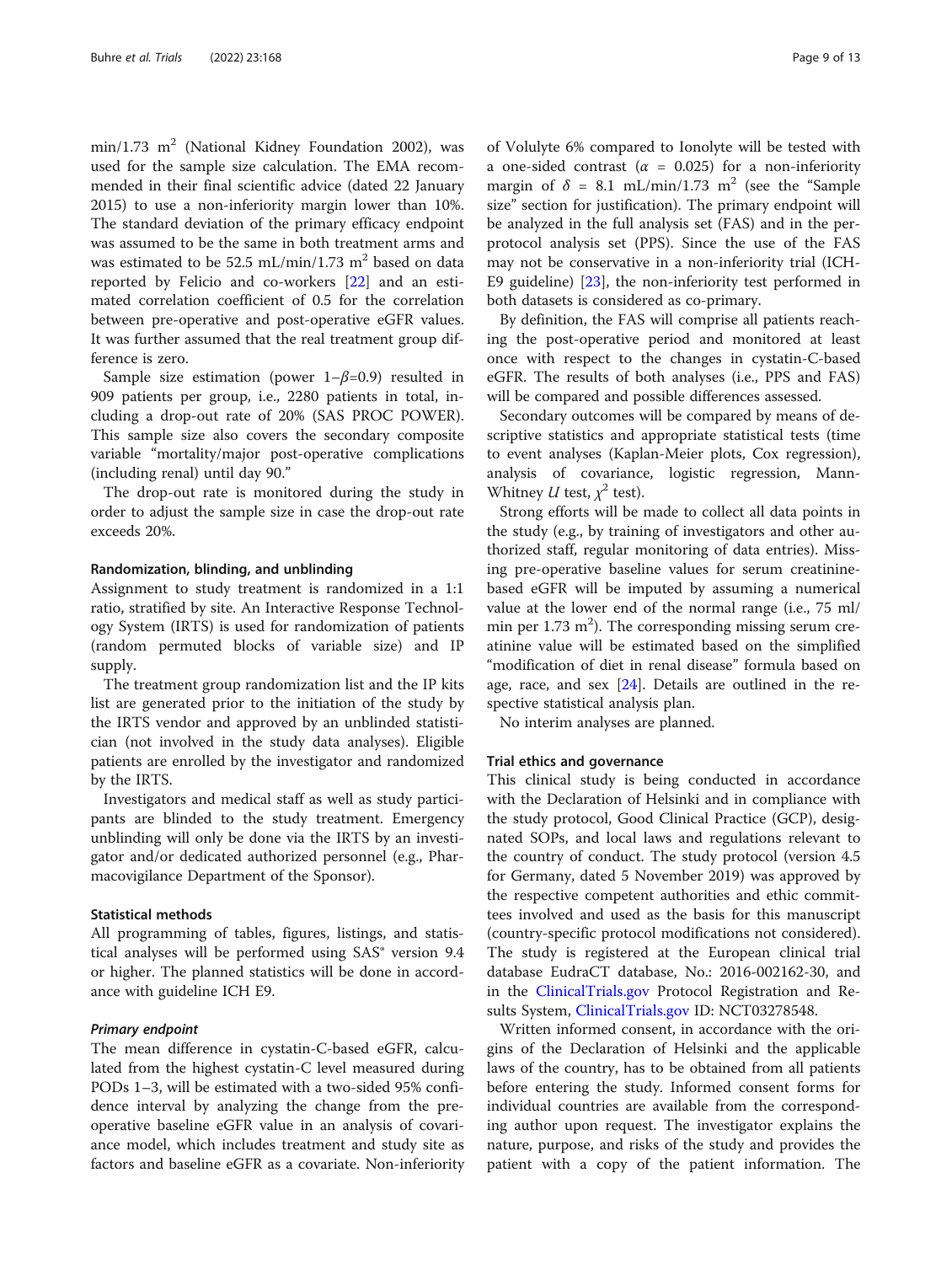min/1.73 $m^2$ (National Kidney Foundation 2002), was used for the sample size calculation. The EMA recommended in their final scientific advice (dated 22 January 2015) to use a non-inferiority margin lower than 10%. The standard deviation of the primary efficacy endpoint was assumed to be the same in both treatment arms and was estimated to be 52.5 mL/min/1.73 $m^2$ based on data reported by Felicio and co-workers [22] and an estimated correlation coefficient of 0.5 for the correlation between pre-operative and post-operative eGFR values. It was further assumed that the real treatment group difference is zero.

Sample size estimation (power $1-\beta=0.9$) resulted in 909 patients per group, i.e., 2280 patients in total, including a drop-out rate of 20% (SAS PROC POWER). This sample size also covers the secondary composite variable "mortality/major post-operative complications (including renal) until day 90."

The drop-out rate is monitored during the study in order to adjust the sample size in case the drop-out rate exceeds 20%.

#### Randomization, blinding, and unblinding

Assignment to study treatment is randomized in a 1:1 ratio, stratified by site. An Interactive Response Technology System (IRTS) is used for randomization of patients (random permuted blocks of variable size) and IP supply.

The treatment group randomization list and the IP kits list are generated prior to the initiation of the study by the IRTS vendor and approved by an unblinded statistician (not involved in the study data analyses). Eligible patients are enrolled by the investigator and randomized by the IRTS.

Investigators and medical staff as well as study participants are blinded to the study treatment. Emergency unblinding will only be done via the IRTS by an investigator and/or dedicated authorized personnel (e.g., Pharmacovigilance Department of the Sponsor).

#### Statistical methods

All programming of tables, figures, listings, and statistical analyses will be performed using SAS® version 9.4 or higher. The planned statistics will be done in accordance with guideline ICH E9.

##### *Primary endpoint*

The mean difference in cystatin-C-based eGFR, calculated from the highest cystatin-C level measured during PODs 1–3, will be estimated with a two-sided 95% confidence interval by analyzing the change from the preoperative baseline eGFR value in an analysis of covariance model, which includes treatment and study site as factors and baseline eGFR as a covariate. Non-inferiority of Volulyte 6% compared to Ionolyte will be tested with a one-sided contrast ($\alpha$ = 0.025) for a non-inferiority margin of $\delta$ = 8.1 mL/min/1.73 $m^2$ (see the "Sample size" section for justification). The primary endpoint will be analyzed in the full analysis set (FAS) and in the per-protocol analysis set (PPS). Since the use of the FAS may not be conservative in a non-inferiority trial (ICH-E9 guideline) [23], the non-inferiority test performed in both datasets is considered as co-primary.

By definition, the FAS will comprise all patients reaching the post-operative period and monitored at least once with respect to the changes in cystatin-C-based eGFR. The results of both analyses (i.e., PPS and FAS) will be compared and possible differences assessed.

Secondary outcomes will be compared by means of descriptive statistics and appropriate statistical tests (time to event analyses (Kaplan-Meier plots, Cox regression), analysis of covariance, logistic regression, Mann-Whitney *U* test, $\chi^2$ test).

Strong efforts will be made to collect all data points in the study (e.g., by training of investigators and other authorized staff, regular monitoring of data entries). Missing pre-operative baseline values for serum creatinine-based eGFR will be imputed by assuming a numerical value at the lower end of the normal range (i.e., 75 ml/min per 1.73 $m^2$). The corresponding missing serum creatinine value will be estimated based on the simplified "modification of diet in renal disease" formula based on age, race, and sex [24]. Details are outlined in the respective statistical analysis plan.

No interim analyses are planned.

#### Trial ethics and governance

This clinical study is being conducted in accordance with the Declaration of Helsinki and in compliance with the study protocol, Good Clinical Practice (GCP), designated SOPs, and local laws and regulations relevant to the country of conduct. The study protocol (version 4.5 for Germany, dated 5 November 2019) was approved by the respective competent authorities and ethic committees involved and used as the basis for this manuscript (country-specific protocol modifications not considered). The study is registered at the European clinical trial database EudraCT database, No.: 2016-002162-30, and in the ClinicalTrials.gov Protocol Registration and Results System, ClinicalTrials.gov ID: NCT03278548.

Written informed consent, in accordance with the origins of the Declaration of Helsinki and the applicable laws of the country, has to be obtained from all patients before entering the study. Informed consent forms for individual countries are available from the corresponding author upon request. The investigator explains the nature, purpose, and risks of the study and provides the patient with a copy of the patient information. The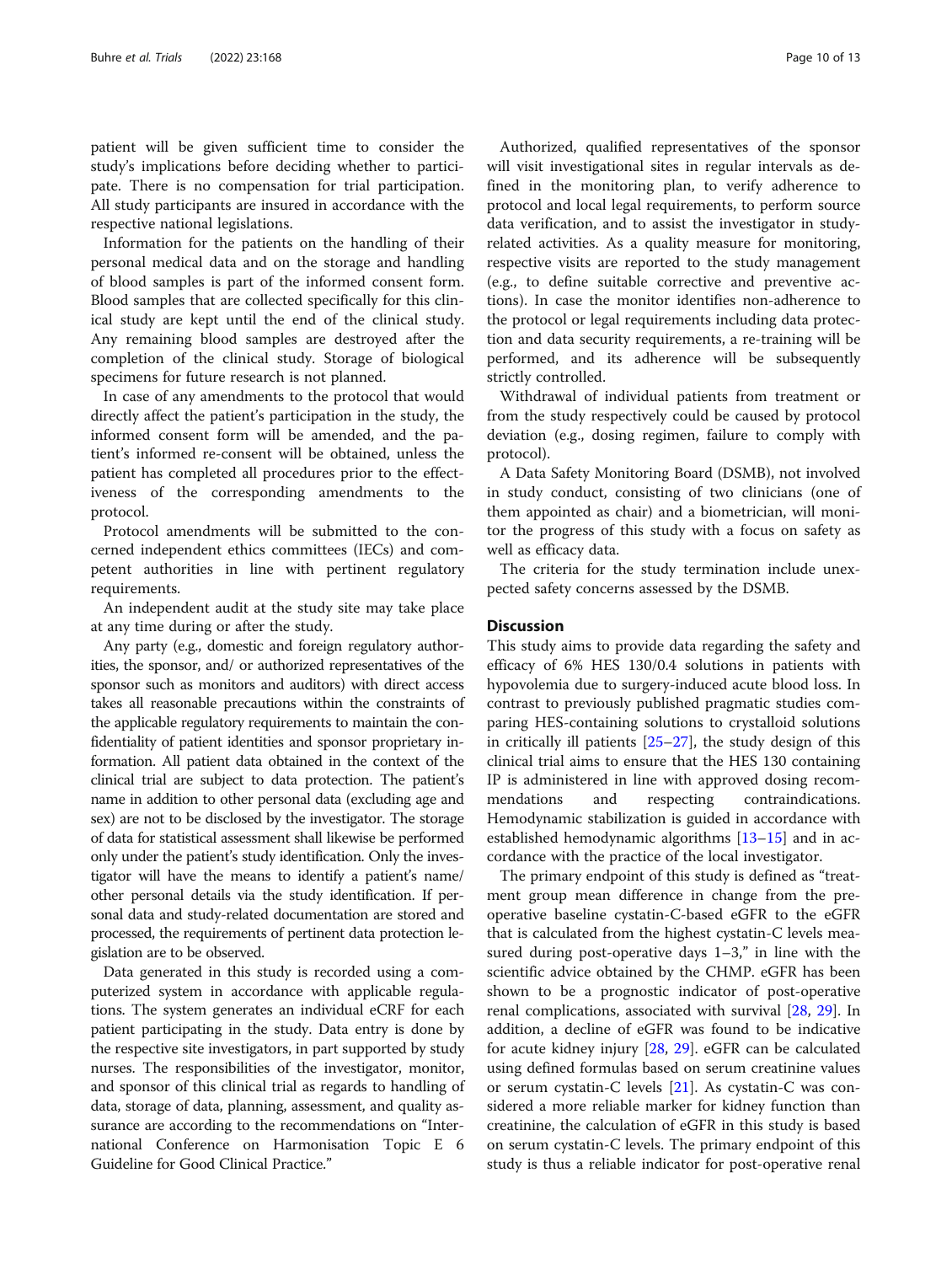patient will be given sufficient time to consider the study's implications before deciding whether to participate. There is no compensation for trial participation. All study participants are insured in accordance with the respective national legislations.

Information for the patients on the handling of their personal medical data and on the storage and handling of blood samples is part of the informed consent form. Blood samples that are collected specifically for this clinical study are kept until the end of the clinical study. Any remaining blood samples are destroyed after the completion of the clinical study. Storage of biological specimens for future research is not planned.

In case of any amendments to the protocol that would directly affect the patient's participation in the study, the informed consent form will be amended, and the patient's informed re-consent will be obtained, unless the patient has completed all procedures prior to the effectiveness of the corresponding amendments to the protocol.

Protocol amendments will be submitted to the concerned independent ethics committees (IECs) and competent authorities in line with pertinent regulatory requirements.

An independent audit at the study site may take place at any time during or after the study.

Any party (e.g., domestic and foreign regulatory authorities, the sponsor, and/ or authorized representatives of the sponsor such as monitors and auditors) with direct access takes all reasonable precautions within the constraints of the applicable regulatory requirements to maintain the confidentiality of patient identities and sponsor proprietary information. All patient data obtained in the context of the clinical trial are subject to data protection. The patient's name in addition to other personal data (excluding age and sex) are not to be disclosed by the investigator. The storage of data for statistical assessment shall likewise be performed only under the patient's study identification. Only the investigator will have the means to identify a patient's name/ other personal details via the study identification. If personal data and study-related documentation are stored and processed, the requirements of pertinent data protection legislation are to be observed.

Data generated in this study is recorded using a computerized system in accordance with applicable regulations. The system generates an individual eCRF for each patient participating in the study. Data entry is done by the respective site investigators, in part supported by study nurses. The responsibilities of the investigator, monitor, and sponsor of this clinical trial as regards to handling of data, storage of data, planning, assessment, and quality assurance are according to the recommendations on "International Conference on Harmonisation Topic E 6 Guideline for Good Clinical Practice."

Authorized, qualified representatives of the sponsor will visit investigational sites in regular intervals as defined in the monitoring plan, to verify adherence to protocol and local legal requirements, to perform source data verification, and to assist the investigator in study-related activities. As a quality measure for monitoring, respective visits are reported to the study management (e.g., to define suitable corrective and preventive actions). In case the monitor identifies non-adherence to the protocol or legal requirements including data protection and data security requirements, a re-training will be performed, and its adherence will be subsequently strictly controlled.

Withdrawal of individual patients from treatment or from the study respectively could be caused by protocol deviation (e.g., dosing regimen, failure to comply with protocol).

A Data Safety Monitoring Board (DSMB), not involved in study conduct, consisting of two clinicians (one of them appointed as chair) and a biometrician, will monitor the progress of this study with a focus on safety as well as efficacy data.

The criteria for the study termination include unexpected safety concerns assessed by the DSMB.

## Discussion

This study aims to provide data regarding the safety and efficacy of 6% HES 130/0.4 solutions in patients with hypovolemia due to surgery-induced acute blood loss. In contrast to previously published pragmatic studies comparing HES-containing solutions to crystalloid solutions in critically ill patients [25–27], the study design of this clinical trial aims to ensure that the HES 130 containing IP is administered in line with approved dosing recommendations and respecting contraindications. Hemodynamic stabilization is guided in accordance with established hemodynamic algorithms [13–15] and in accordance with the practice of the local investigator.

The primary endpoint of this study is defined as "treatment group mean difference in change from the preoperative baseline cystatin-C-based eGFR to the eGFR that is calculated from the highest cystatin-C levels measured during post-operative days 1–3," in line with the scientific advice obtained by the CHMP. eGFR has been shown to be a prognostic indicator of post-operative renal complications, associated with survival [28, 29]. In addition, a decline of eGFR was found to be indicative for acute kidney injury [28, 29]. eGFR can be calculated using defined formulas based on serum creatinine values or serum cystatin-C levels [21]. As cystatin-C was considered a more reliable marker for kidney function than creatinine, the calculation of eGFR in this study is based on serum cystatin-C levels. The primary endpoint of this study is thus a reliable indicator for post-operative renal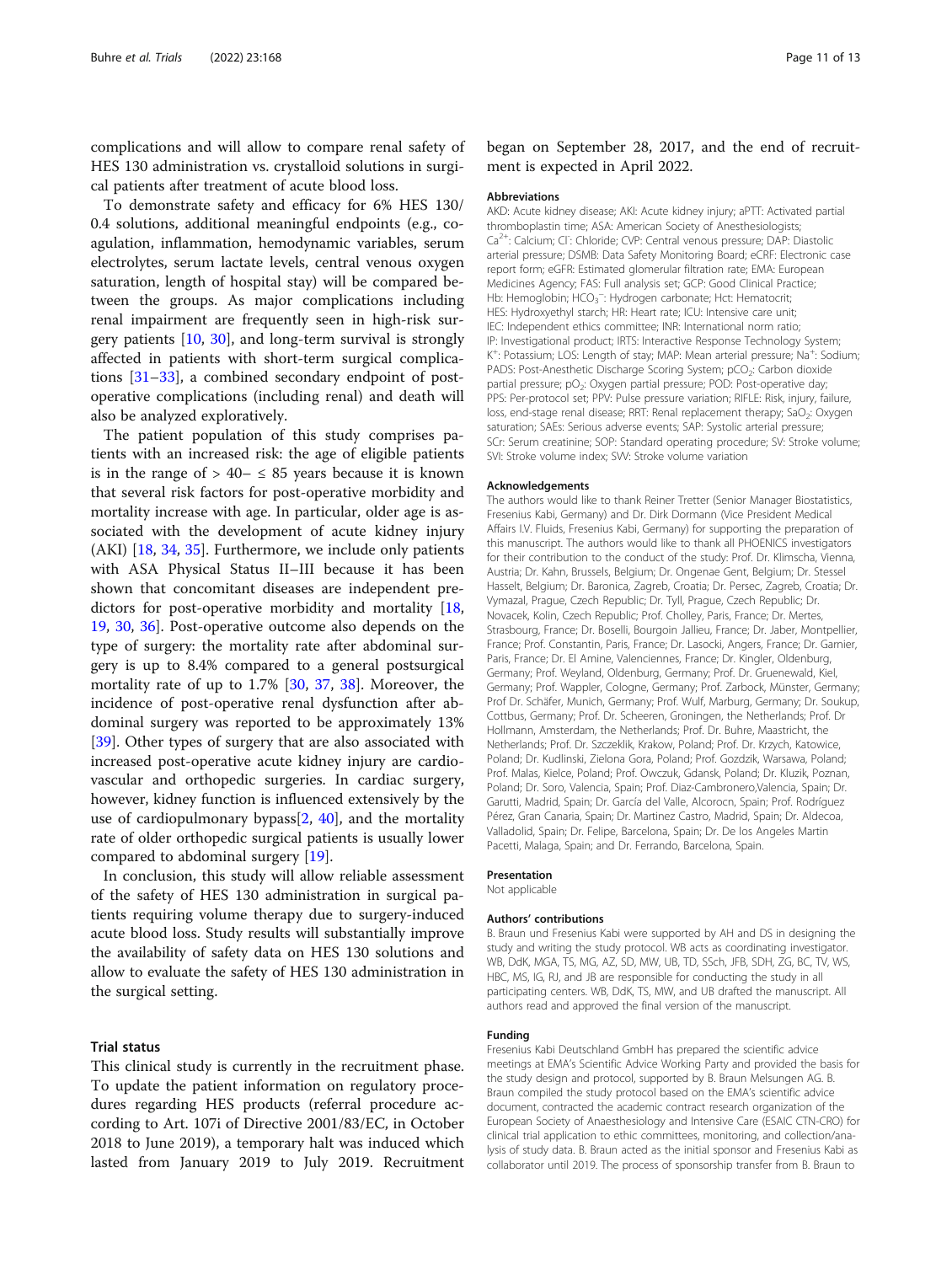complications and will allow to compare renal safety of HES 130 administration vs. crystalloid solutions in surgical patients after treatment of acute blood loss.

To demonstrate safety and efficacy for 6% HES 130/0.4 solutions, additional meaningful endpoints (e.g., coagulation, inflammation, hemodynamic variables, serum electrolytes, serum lactate levels, central venous oxygen saturation, length of hospital stay) will be compared between the groups. As major complications including renal impairment are frequently seen in high-risk surgery patients [10, 30], and long-term survival is strongly affected in patients with short-term surgical complications [31–33], a combined secondary endpoint of post-operative complications (including renal) and death will also be analyzed exploratively.

The patient population of this study comprises patients with an increased risk: the age of eligible patients is in the range of > 40– ≤ 85 years because it is known that several risk factors for post-operative morbidity and mortality increase with age. In particular, older age is associated with the development of acute kidney injury (AKI) [18, 34, 35]. Furthermore, we include only patients with ASA Physical Status II–III because it has been shown that concomitant diseases are independent predictors for post-operative morbidity and mortality [18, 19, 30, 36]. Post-operative outcome also depends on the type of surgery: the mortality rate after abdominal surgery is up to 8.4% compared to a general postsurgical mortality rate of up to 1.7% [30, 37, 38]. Moreover, the incidence of post-operative renal dysfunction after abdominal surgery was reported to be approximately 13% [39]. Other types of surgery that are also associated with increased post-operative acute kidney injury are cardiovascular and orthopedic surgeries. In cardiac surgery, however, kidney function is influenced extensively by the use of cardiopulmonary bypass[2, 40], and the mortality rate of older orthopedic surgical patients is usually lower compared to abdominal surgery [19].

In conclusion, this study will allow reliable assessment of the safety of HES 130 administration in surgical patients requiring volume therapy due to surgery-induced acute blood loss. Study results will substantially improve the availability of safety data on HES 130 solutions and allow to evaluate the safety of HES 130 administration in the surgical setting.

## Trial status

This clinical study is currently in the recruitment phase. To update the patient information on regulatory procedures regarding HES products (referral procedure according to Art. 107i of Directive 2001/83/EC, in October 2018 to June 2019), a temporary halt was induced which lasted from January 2019 to July 2019. Recruitment began on September 28, 2017, and the end of recruitment is expected in April 2022.

### Abbreviations

AKD: Acute kidney disease; AKI: Acute kidney injury; aPTT: Activated partial thromboplastin time; ASA: American Society of Anesthesiologists; $Ca^{2+}$: Calcium; $Cl^-$: Chloride; CVP: Central venous pressure; DAP: Diastolic arterial pressure; DSMB: Data Safety Monitoring Board; eCRF: Electronic case report form; eGFR: Estimated glomerular filtration rate; EMA: European Medicines Agency; FAS: Full analysis set; GCP: Good Clinical Practice; Hb: Hemoglobin; $HCO_3^-$: Hydrogen carbonate; Hct: Hematocrit; HES: Hydroxyethyl starch; HR: Heart rate; ICU: Intensive care unit; IEC: Independent ethics committee; INR: International norm ratio; IP: Investigational product; IRTS: Interactive Response Technology System; $K^+$: Potassium; LOS: Length of stay; MAP: Mean arterial pressure; $Na^+$: Sodium; PADS: Post-Anesthetic Discharge Scoring System; $pCO_2$: Carbon dioxide partial pressure; $pO_2$: Oxygen partial pressure; POD: Post-operative day; PPS: Per-protocol set; PPV: Pulse pressure variation; RIFLE: Risk, injury, failure, loss, end-stage renal disease; RRT: Renal replacement therapy; $SaO_2$: Oxygen saturation; SAEs: Serious adverse events; SAP: Systolic arterial pressure; SCr: Serum creatinine; SOP: Standard operating procedure; SV: Stroke volume; SVI: Stroke volume index; SVV: Stroke volume variation

### Acknowledgements

The authors would like to thank Reiner Tretter (Senior Manager Biostatistics, Fresenius Kabi, Germany) and Dr. Dirk Dormann (Vice President Medical Affairs I.V. Fluids, Fresenius Kabi, Germany) for supporting the preparation of this manuscript. The authors would like to thank all PHOENICS investigators for their contribution to the conduct of the study: Prof. Dr. Klimscha, Vienna, Austria; Dr. Kahn, Brussels, Belgium; Dr. Ongenae Gent, Belgium; Dr. Stessel Hasselt, Belgium; Dr. Baronica, Zagreb, Croatia; Dr. Persec, Zagreb, Croatia; Dr. Vymazal, Prague, Czech Republic; Dr. Tyll, Prague, Czech Republic; Dr. Novacek, Kolin, Czech Republic; Prof. Cholley, Paris, France; Dr. Mertes, Strasbourg, France; Dr. Boselli, Bourgoin Jallieu, France; Dr. Jaber, Montpellier, France; Prof. Constantin, Paris, France; Dr. Lasocki, Angers, France; Dr. Garnier, Paris, France; Dr. El Amine, Valenciennes, France; Dr. Kingler, Oldenburg, Germany; Prof. Weyland, Oldenburg, Germany; Prof. Dr. Gruenewald, Kiel, Germany; Prof. Wappler, Cologne, Germany; Prof. Zarbock, Münster, Germany; Prof Dr. Schäfer, Munich, Germany; Prof. Wulf, Marburg, Germany; Dr. Soukup, Cottbus, Germany; Prof. Dr. Scheeren, Groningen, the Netherlands; Prof. Dr Hollmann, Amsterdam, the Netherlands; Prof. Dr. Buhre, Maastricht, the Netherlands; Prof. Dr. Szczeklik, Krakow, Poland; Prof. Dr. Krzych, Katowice, Poland; Dr. Kudlinski, Zielona Gora, Poland; Prof. Gozdzik, Warsawa, Poland; Prof. Malas, Kielce, Poland; Prof. Owczuk, Gdansk, Poland; Dr. Kluzik, Poznan, Poland; Dr. Soro, Valencia, Spain; Prof. Diaz-Cambronero,Valencia, Spain; Dr. Garutti, Madrid, Spain; Dr. García del Valle, Alcorocn, Spain; Prof. Rodríguez Pérez, Gran Canaria, Spain; Dr. Martinez Castro, Madrid, Spain; Dr. Aldecoa, Valladolid, Spain; Dr. Felipe, Barcelona, Spain; Dr. De los Angeles Martin Pacetti, Malaga, Spain; and Dr. Ferrando, Barcelona, Spain.

### Presentation

Not applicable

### Authors' contributions

B. Braun und Fresenius Kabi were supported by AH and DS in designing the study and writing the study protocol. WB acts as coordinating investigator. WB, DdK, MGA, TS, MG, AZ, SD, MW, UB, TD, SSch, JFB, SDH, ZG, BC, TV, WS, HBC, MS, IG, RJ, and JB are responsible for conducting the study in all participating centers. WB, DdK, TS, MW, and UB drafted the manuscript. All authors read and approved the final version of the manuscript.

### Funding

Fresenius Kabi Deutschland GmbH has prepared the scientific advice meetings at EMA's Scientific Advice Working Party and provided the basis for the study design and protocol, supported by B. Braun Melsungen AG. B. Braun compiled the study protocol based on the EMA's scientific advice document, contracted the academic contract research organization of the European Society of Anaesthesiology and Intensive Care (ESAIC CTN-CRO) for clinical trial application to ethic committees, monitoring, and collection/analysis of study data. B. Braun acted as the initial sponsor and Fresenius Kabi as collaborator until 2019. The process of sponsorship transfer from B. Braun to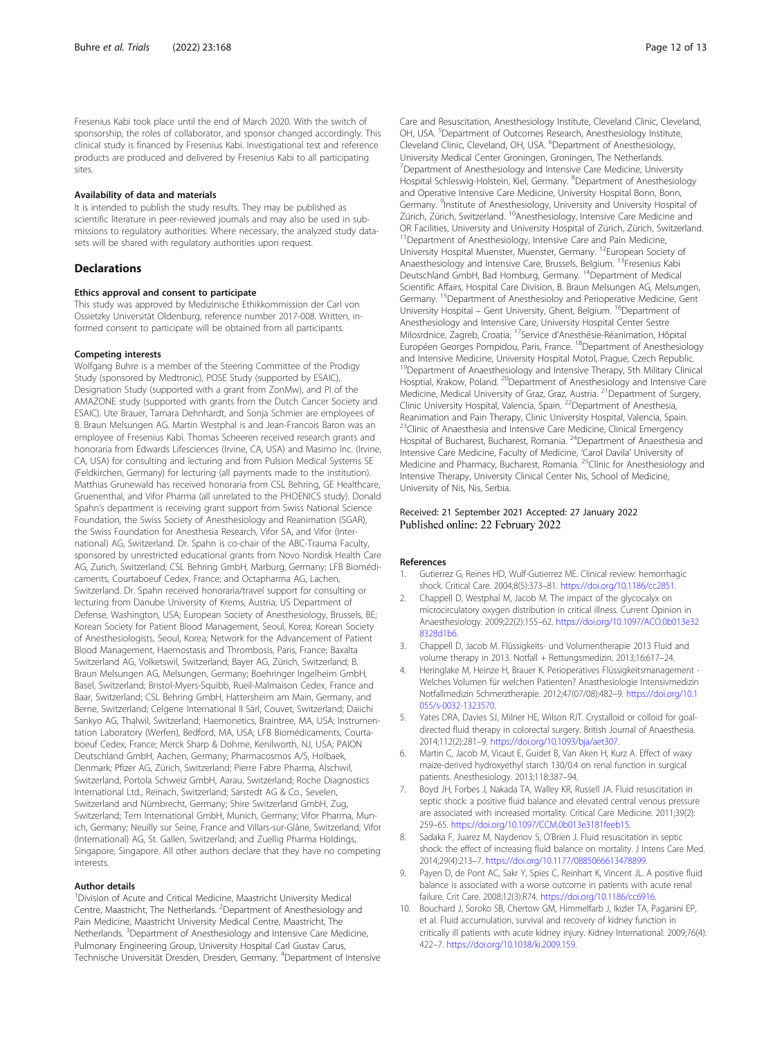Fresenius Kabi took place until the end of March 2020. With the switch of sponsorship, the roles of collaborator, and sponsor changed accordingly. This clinical study is financed by Fresenius Kabi. Investigational test and reference products are produced and delivered by Fresenius Kabi to all participating sites.

### Availability of data and materials

It is intended to publish the study results. They may be published as scientific literature in peer-reviewed journals and may also be used in submissions to regulatory authorities. Where necessary, the analyzed study datasets will be shared with regulatory authorities upon request.

## Declarations

### Ethics approval and consent to participate

This study was approved by Medizinische Ethikkommission der Carl von Ossietzky Universität Oldenburg, reference number 2017-008. Written, informed consent to participate will be obtained from all participants.

### Competing interests

Wolfgang Buhre is a member of the Steering Committee of the Prodigy Study (sponsored by Medtronic), POSE Study (supported by ESAIC), Designation Study (supported with a grant from ZonMw), and PI of the AMAZONE study (supported with grants from the Dutch Cancer Society and ESAIC). Ute Brauer, Tamara Dehnhardt, and Sonja Schmier are employees of B. Braun Melsungen AG. Martin Westphal is and Jean-Francois Baron was an employee of Fresenius Kabi. Thomas Scheeren received research grants and honoraria from Edwards Lifesciences (Irvine, CA, USA) and Masimo Inc. (Irvine, CA, USA) for consulting and lecturing and from Pulsion Medical Systems SE (Feldkirchen, Germany) for lecturing (all payments made to the institution). Matthias Grunewald has received honoraria from CSL Behring, GE Healthcare, Gruenenthal, and Vifor Pharma (all unrelated to the PHOENICS study). Donald Spahn's department is receiving grant support from Swiss National Science Foundation, the Swiss Society of Anesthesiology and Reanimation (SGAR), the Swiss Foundation for Anesthesia Research, Vifor SA, and Vifor (International) AG, Switzerland. Dr. Spahn is co-chair of the ABC-Trauma Faculty, sponsored by unrestricted educational grants from Novo Nordisk Health Care AG, Zurich, Switzerland; CSL Behring GmbH, Marburg, Germany; LFB Biomédicaments, Courtaboeuf Cedex, France; and Octapharma AG, Lachen, Switzerland. Dr. Spahn received honoraria/travel support for consulting or lecturing from Danube University of Krems, Austria; US Department of Defense, Washington, USA; European Society of Anesthesiology, Brussels, BE; Korean Society for Patient Blood Management, Seoul, Korea; Korean Society of Anesthesiologists, Seoul, Korea; Network for the Advancement of Patient Blood Management, Haemostasis and Thrombosis, Paris, France; Baxalta Switzerland AG, Volketswil, Switzerland; Bayer AG, Zürich, Switzerland; B. Braun Melsungen AG, Melsungen, Germany; Boehringer Ingelheim GmbH, Basel, Switzerland; Bristol-Myers-Squibb, Rueil-Malmaison Cedex, France and Baar, Switzerland; CSL Behring GmbH, Hattersheim am Main, Germany, and Berne, Switzerland; Celgene International II Sàrl, Couvet, Switzerland; Daiichi Sankyo AG, Thalwil, Switzerland; Haemonetics, Braintree, MA, USA; Instrumentation Laboratory (Werfen), Bedford, MA, USA; LFB Biomédicaments, Courtaboeuf Cedex, France; Merck Sharp & Dohme, Kenilworth, NJ, USA; PAION Deutschland GmbH, Aachen, Germany; Pharmacosmos A/S, Holbaek, Denmark; Pfizer AG, Zürich, Switzerland; Pierre Fabre Pharma, Alschwil, Switzerland, Portola Schweiz GmbH, Aarau, Switzerland; Roche Diagnostics International Ltd., Reinach, Switzerland; Sarstedt AG & Co., Sevelen, Switzerland and Nümbrecht, Germany; Shire Switzerland GmbH, Zug, Switzerland; Tem International GmbH, Munich, Germany; Vifor Pharma, Munich, Germany; Neuilly sur Seine, France and Villars-sur-Glâne, Switzerland; Vifor (International) AG, St. Gallen, Switzerland; and Zuellig Pharma Holdings, Singapore, Singapore. All other authors declare that they have no competing interests.

### Author details

[1]Division of Acute and Critical Medicine, Maastricht University Medical Centre, Maastricht, The Netherlands. [2]Department of Anesthesiology and Pain Medicine, Maastricht University Medical Centre, Maastricht, The Netherlands. [3]Department of Anesthesiology and Intensive Care Medicine, Pulmonary Engineering Group, University Hospital Carl Gustav Carus, Technische Universität Dresden, Dresden, Germany. [4]Department of Intensive Care and Resuscitation, Anesthesiology Institute, Cleveland Clinic, Cleveland, OH, USA. [5]Department of Outcomes Research, Anesthesiology Institute, Cleveland Clinic, Cleveland, OH, USA. [6]Department of Anesthesiology, University Medical Center Groningen, Groningen, The Netherlands. [7]Department of Anesthesiology and Intensive Care Medicine, University Hospital Schleswig-Holstein, Kiel, Germany. [8]Department of Anesthesiology and Operative Intensive Care Medicine, University Hospital Bonn, Bonn, Germany. [9]Institute of Anesthesiology, University and University Hospital of Zürich, Zürich, Switzerland. [10]Anesthesiology, Intensive Care Medicine and OR Facilities, University and University Hospital of Zürich, Zürich, Switzerland. [11]Department of Anesthesiology, Intensive Care and Pain Medicine, University Hospital Muenster, Muenster, Germany. [12]European Society of Anaesthesiology and Intensive Care, Brussels, Belgium. [13]Fresenius Kabi Deutschland GmbH, Bad Homburg, Germany. [14]Department of Medical Scientific Affairs, Hospital Care Division, B. Braun Melsungen AG, Melsungen, Germany. [15]Department of Anesthesioloy and Perioperative Medicine, Gent University Hospital – Gent University, Ghent, Belgium. [16]Department of Anesthesiology and Intensive Care, University Hospital Center Sestre Milosrdnice, Zagreb, Croatia. [17]Service d'Anesthésie-Réanimation, Hôpital Européen Georges Pompidou, Paris, France. [18]Department of Anesthesiology and Intensive Medicine, University Hospital Motol, Prague, Czech Republic. [19]Department of Anaesthesiology and Intensive Therapy, 5th Military Clinical Hosptial, Krakow, Poland. [20]Department of Anesthesiology and Intensive Care Medicine, Medical University of Graz, Graz, Austria. [21]Department of Surgery, Clinic University Hospital, Valencia, Spain. [22]Department of Anesthesia, Reanimation and Pain Therapy, Clinic University Hospital, Valencia, Spain. [23]Clinic of Anaesthesia and Intensive Care Medicine, Clinical Emergency Hospital of Bucharest, Bucharest, Romania. [24]Department of Anaesthesia and Intensive Care Medicine, Faculty of Medicine, 'Carol Davila' University of Medicine and Pharmacy, Bucharest, Romania. [25]Clinic for Anesthesiology and Intensive Therapy, University Clinical Center Nis, School of Medicine, University of Nis, Nis, Serbia.

Received: 21 September 2021 Accepted: 27 January 2022
Published online: 22 February 2022

### References

1. Gutierrez G, Reines HD, Wulf-Gutierrez ME. Clinical review: hemorrhagic shock. Critical Care. 2004;8(5):373–81. https://doi.org/10.1186/cc2851.
2. Chappell D, Westphal M, Jacob M. The impact of the glycocalyx on microcirculatory oxygen distribution in critical illness. Current Opinion in Anaesthesiology. 2009;22(2):155–62. https://doi.org/10.1097/ACO.0b013e328328d1b6.
3. Chappell D, Jacob M. Flüssigkeits- und Volumentherapie 2013 Fluid and volume therapy in 2013. Notfall + Rettungsmedizin. 2013;16:617–24.
4. Heringlake M, Heinze H, Brauer K. Perioperatives Flüssigkeitsmanagement - Welches Volumen für welchen Patienten? Anasthesiologie Intensivmedizin Notfallmedizin Schmerztherapie. 2012;47(07/08):482–9. https://doi.org/10.1055/s-0032-1323570.
5. Yates DRA, Davies SJ, Milner HE, Wilson RJT. Crystalloid or colloid for goal-directed fluid therapy in colorectal surgery. British Journal of Anaesthesia. 2014;112(2):281–9. https://doi.org/10.1093/bja/aet307.
6. Martin C, Jacob M, Vicaut E, Guidet B, Van Aken H, Kurz A. Effect of waxy maize-derived hydroxyethyl starch 130/0.4 on renal function in surgical patients. Anesthesiology. 2013;118:387–94.
7. Boyd JH, Forbes J, Nakada TA, Walley KR, Russell JA. Fluid resuscitation in septic shock: a positive fluid balance and elevated central venous pressure are associated with increased mortality. Critical Care Medicine. 2011;39(2):259–65. https://doi.org/10.1097/CCM.0b013e3181feeb15.
8. Sadaka F, Juarez M, Naydenov S, O'Brien J. Fluid resuscitation in septic shock: the effect of increasing fluid balance on mortality. J Intens Care Med. 2014;29(4):213–7. https://doi.org/10.1177/0885066613478899.
9. Payen D, de Pont AC, Sakr Y, Spies C, Reinhart K, Vincent JL. A positive fluid balance is associated with a worse outcome in patients with acute renal failure. Crit Care. 2008;12(3):R74. https://doi.org/10.1186/cc6916.
10. Bouchard J, Soroko SB, Chertow GM, Himmelfarb J, Ikizler TA, Paganini EP, et al. Fluid accumulation, survival and recovery of kidney function in critically ill patients with acute kidney injury. Kidney International. 2009;76(4):422–7. https://doi.org/10.1038/ki.2009.159.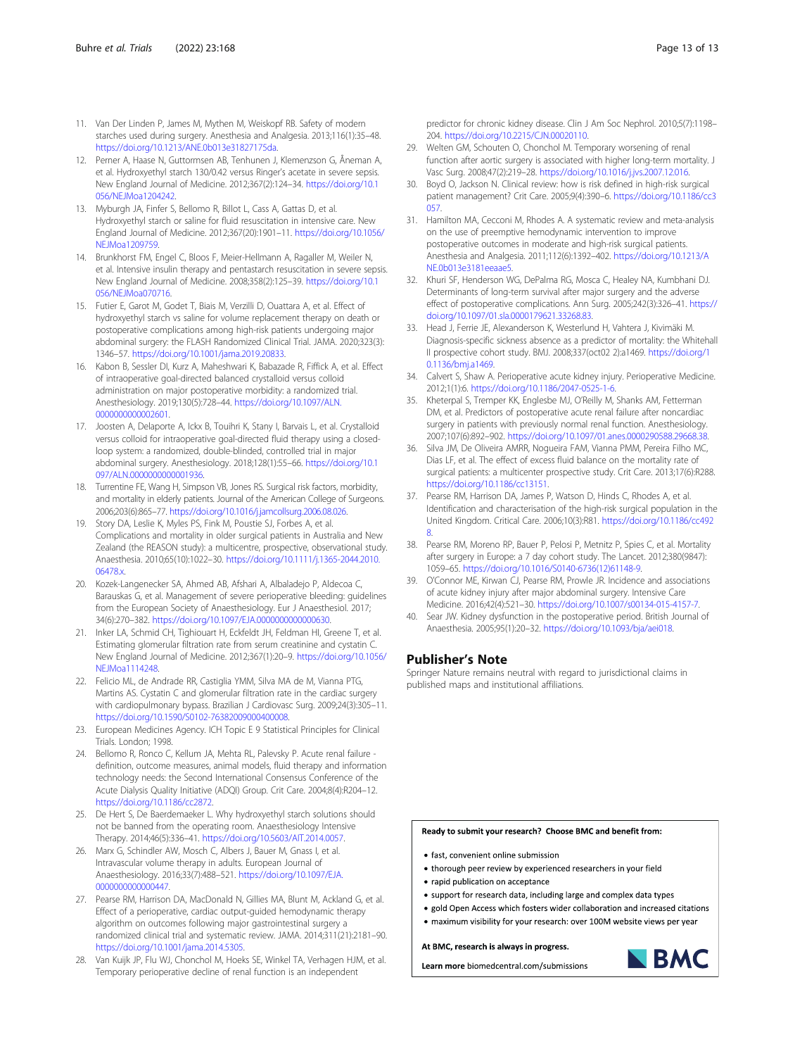11. Van Der Linden P, James M, Mythen M, Weiskopf RB. Safety of modern starches used during surgery. Anesthesia and Analgesia. 2013;116(1):35–48. https://doi.org/10.1213/ANE.0b013e31827175da.
12. Perner A, Haase N, Guttormsen AB, Tenhunen J, Klemenzson G, Åneman A, et al. Hydroxyethyl starch 130/0.42 versus Ringer's acetate in severe sepsis. New England Journal of Medicine. 2012;367(2):124–34. https://doi.org/10.1056/NEJMoa1204242.
13. Myburgh JA, Finfer S, Bellomo R, Billot L, Cass A, Gattas D, et al. Hydroxyethyl starch or saline for fluid resuscitation in intensive care. New England Journal of Medicine. 2012;367(20):1901–11. https://doi.org/10.1056/NEJMoa1209759.
14. Brunkhorst FM, Engel C, Bloos F, Meier-Hellmann A, Ragaller M, Weiler N, et al. Intensive insulin therapy and pentastarch resuscitation in severe sepsis. New England Journal of Medicine. 2008;358(2):125–39. https://doi.org/10.1056/NEJMoa070716.
15. Futier E, Garot M, Godet T, Biais M, Verzilli D, Ouattara A, et al. Effect of hydroxyethyl starch vs saline for volume replacement therapy on death or postoperative complications among high-risk patients undergoing major abdominal surgery: the FLASH Randomized Clinical Trial. JAMA. 2020;323(3):1346–57. https://doi.org/10.1001/jama.2019.20833.
16. Kabon B, Sessler DI, Kurz A, Maheshwari K, Babazade R, Fiffick A, et al. Effect of intraoperative goal-directed balanced crystalloid versus colloid administration on major postoperative morbidity: a randomized trial. Anesthesiology. 2019;130(5):728–44. https://doi.org/10.1097/ALN.0000000000002601.
17. Joosten A, Delaporte A, Ickx B, Touihri K, Stany I, Barvais L, et al. Crystalloid versus colloid for intraoperative goal-directed fluid therapy using a closed-loop system: a randomized, double-blinded, controlled trial in major abdominal surgery. Anesthesiology. 2018;128(1):55–66. https://doi.org/10.1097/ALN.0000000000001936.
18. Turrentine FE, Wang H, Simpson VB, Jones RS. Surgical risk factors, morbidity, and mortality in elderly patients. Journal of the American College of Surgeons. 2006;203(6):865–77. https://doi.org/10.1016/j.jamcollsurg.2006.08.026.
19. Story DA, Leslie K, Myles PS, Fink M, Poustie SJ, Forbes A, et al. Complications and mortality in older surgical patients in Australia and New Zealand (the REASON study): a multicentre, prospective, observational study. Anaesthesia. 2010;65(10):1022–30. https://doi.org/10.1111/j.1365-2044.2010.06478.x.
20. Kozek-Langenecker SA, Ahmed AB, Afshari A, Albaladejo P, Aldecoa C, Barauskas G, et al. Management of severe perioperative bleeding: guidelines from the European Society of Anaesthesiology. Eur J Anaesthesiol. 2017;34(6):270–382. https://doi.org/10.1097/EJA.0000000000000630.
21. Inker LA, Schmid CH, Tighiouart H, Eckfeldt JH, Feldman HI, Greene T, et al. Estimating glomerular filtration rate from serum creatinine and cystatin C. New England Journal of Medicine. 2012;367(1):20–9. https://doi.org/10.1056/NEJMoa1114248.
22. Felicio ML, de Andrade RR, Castiglia YMM, Silva MA de M, Vianna PTG, Martins AS. Cystatin C and glomerular filtration rate in the cardiac surgery with cardiopulmonary bypass. Brazilian J Cardiovasc Surg. 2009;24(3):305–11. https://doi.org/10.1590/S0102-76382009000400008.
23. European Medicines Agency. ICH Topic E 9 Statistical Principles for Clinical Trials. London; 1998.
24. Bellomo R, Ronco C, Kellum JA, Mehta RL, Palevsky P. Acute renal failure - definition, outcome measures, animal models, fluid therapy and information technology needs: the Second International Consensus Conference of the Acute Dialysis Quality Initiative (ADQI) Group. Crit Care. 2004;8(4):R204–12. https://doi.org/10.1186/cc2872.
25. De Hert S, De Baerdemaeker L. Why hydroxyethyl starch solutions should not be banned from the operating room. Anaesthesiology Intensive Therapy. 2014;46(5):336–41. https://doi.org/10.5603/AIT.2014.0057.
26. Marx G, Schindler AW, Mosch C, Albers J, Bauer M, Gnass I, et al. Intravascular volume therapy in adults. European Journal of Anaesthesiology. 2016;33(7):488–521. https://doi.org/10.1097/EJA.0000000000000447.
27. Pearse RM, Harrison DA, MacDonald N, Gillies MA, Blunt M, Ackland G, et al. Effect of a perioperative, cardiac output-guided hemodynamic therapy algorithm on outcomes following major gastrointestinal surgery a randomized clinical trial and systematic review. JAMA. 2014;311(21):2181–90. https://doi.org/10.1001/jama.2014.5305.
28. Van Kuijk JP, Flu WJ, Chonchol M, Hoeks SE, Winkel TA, Verhagen HJM, et al. Temporary perioperative decline of renal function is an independent predictor for chronic kidney disease. Clin J Am Soc Nephrol. 2010;5(7):1198–204. https://doi.org/10.2215/CJN.00020110.
29. Welten GM, Schouten O, Chonchol M. Temporary worsening of renal function after aortic surgery is associated with higher long-term mortality. J Vasc Surg. 2008;47(2):219–28. https://doi.org/10.1016/j.jvs.2007.12.016.
30. Boyd O, Jackson N. Clinical review: how is risk defined in high-risk surgical patient management? Crit Care. 2005;9(4):390–6. https://doi.org/10.1186/cc3057.
31. Hamilton MA, Cecconi M, Rhodes A. A systematic review and meta-analysis on the use of preemptive hemodynamic intervention to improve postoperative outcomes in moderate and high-risk surgical patients. Anesthesia and Analgesia. 2011;112(6):1392–402. https://doi.org/10.1213/ANE.0b013e3181eeaae5.
32. Khuri SF, Henderson WG, DePalma RG, Mosca C, Healey NA, Kumbhani DJ. Determinants of long-term survival after major surgery and the adverse effect of postoperative complications. Ann Surg. 2005;242(3):326–41. https://doi.org/10.1097/01.sla.0000179621.33268.83.
33. Head J, Ferrie JE, Alexanderson K, Westerlund H, Vahtera J, Kivimäki M. Diagnosis-specific sickness absence as a predictor of mortality: the Whitehall II prospective cohort study. BMJ. 2008;337(oct02 2):a1469. https://doi.org/10.1136/bmj.a1469.
34. Calvert S, Shaw A. Perioperative acute kidney injury. Perioperative Medicine. 2012;1(1):6. https://doi.org/10.1186/2047-0525-1-6.
35. Kheterpal S, Tremper KK, Englesbe MJ, O'Reilly M, Shanks AM, Fetterman DM, et al. Predictors of postoperative acute renal failure after noncardiac surgery in patients with previously normal renal function. Anesthesiology. 2007;107(6):892–902. https://doi.org/10.1097/01.anes.0000290588.29668.38.
36. Silva JM, De Oliveira AMRR, Nogueira FAM, Vianna PMM, Pereira Filho MC, Dias LF, et al. The effect of excess fluid balance on the mortality rate of surgical patients: a multicenter prospective study. Crit Care. 2013;17(6):R288. https://doi.org/10.1186/cc13151.
37. Pearse RM, Harrison DA, James P, Watson D, Hinds C, Rhodes A, et al. Identification and characterisation of the high-risk surgical population in the United Kingdom. Critical Care. 2006;10(3):R81. https://doi.org/10.1186/cc4928.
38. Pearse RM, Moreno RP, Bauer P, Pelosi P, Metnitz P, Spies C, et al. Mortality after surgery in Europe: a 7 day cohort study. The Lancet. 2012;380(9847):1059–65. https://doi.org/10.1016/S0140-6736(12)61148-9.
39. O'Connor ME, Kirwan CJ, Pearse RM, Prowle JR. Incidence and associations of acute kidney injury after major abdominal surgery. Intensive Care Medicine. 2016;42(4):521–30. https://doi.org/10.1007/s00134-015-4157-7.
40. Sear JW. Kidney dysfunction in the postoperative period. British Journal of Anaesthesia. 2005;95(1):20–32. https://doi.org/10.1093/bja/aei018.

## Publisher's Note

Springer Nature remains neutral with regard to jurisdictional claims in published maps and institutional affiliations.

**Ready to submit your research? Choose BMC and benefit from:**

- fast, convenient online submission
- thorough peer review by experienced researchers in your field
- rapid publication on acceptance
- support for research data, including large and complex data types
- gold Open Access which fosters wider collaboration and increased citations
- maximum visibility for your research: over 100M website views per year

**At BMC, research is always in progress.**

**Learn more** biomedcentral.com/submissions